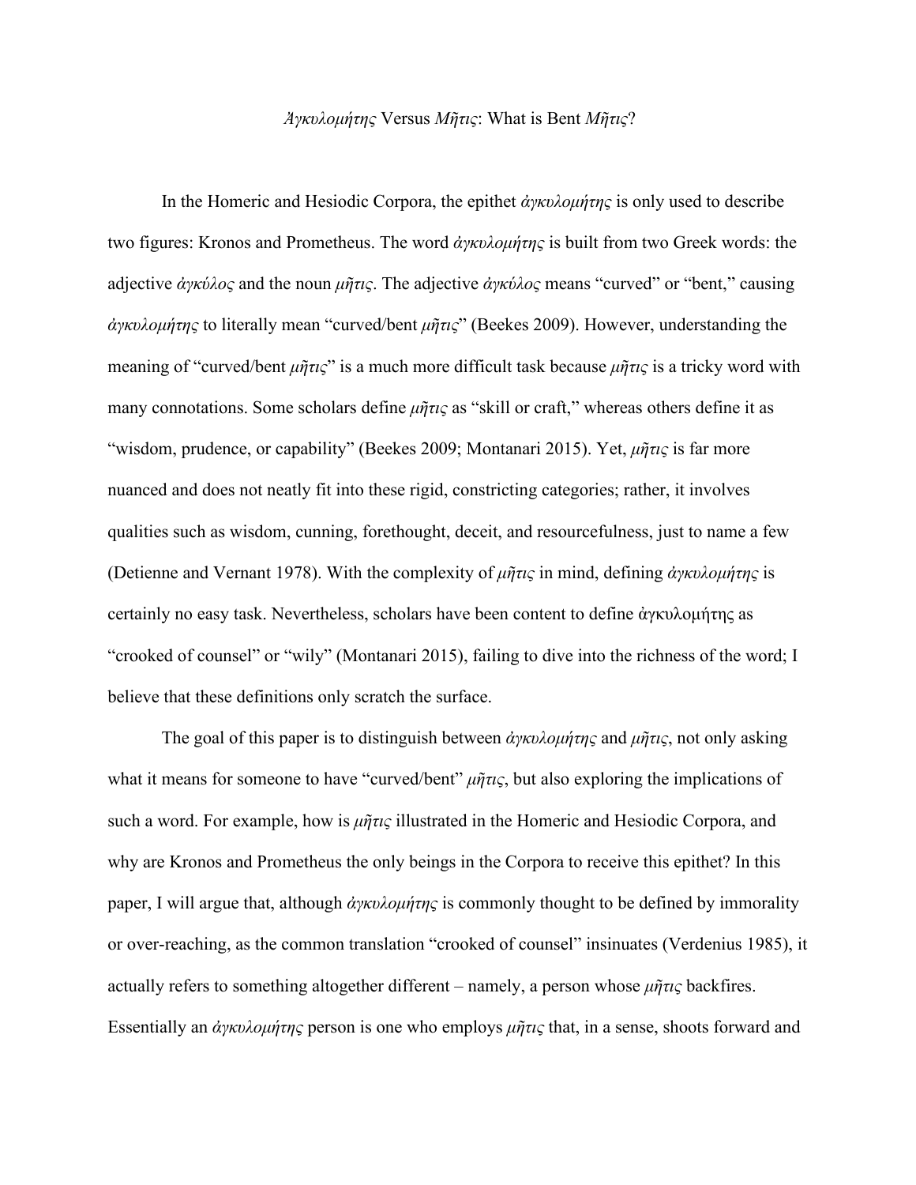# *Ἀγκυλομήτης* Versus *Μῆτις*: What is Bent *Μῆτις*?

In the Homeric and Hesiodic Corpora, the epithet *ἀγκυλομήτης* is only used to describe two figures: Kronos and Prometheus. The word *ἀγκυλομήτης* is built from two Greek words: the adjective *ἀγκύλος* and the noun *μῆτις*. The adjective *ἀγκύλος* means "curved" or "bent," causing *ἀγκυλομήτης* to literally mean "curved/bent *μῆτις*" (Beekes 2009). However, understanding the meaning of "curved/bent *μῆτις*" is a much more difficult task because *μῆτις* is a tricky word with many connotations. Some scholars define *μῆτις* as "skill or craft," whereas others define it as "wisdom, prudence, or capability" (Beekes 2009; Montanari 2015). Yet, *μῆτις* is far more nuanced and does not neatly fit into these rigid, constricting categories; rather, it involves qualities such as wisdom, cunning, forethought, deceit, and resourcefulness, just to name a few (Detienne and Vernant 1978). With the complexity of *μῆτις* in mind, defining *ἀγκυλομήτης* is certainly no easy task. Nevertheless, scholars have been content to define ἀγκυλομήτης as "crooked of counsel" or "wily" (Montanari 2015), failing to dive into the richness of the word; I believe that these definitions only scratch the surface.

The goal of this paper is to distinguish between *ἀγκυλομήτης* and *μῆτις*, not only asking what it means for someone to have "curved/bent" *μῆτις*, but also exploring the implications of such a word. For example, how is *μῆτις* illustrated in the Homeric and Hesiodic Corpora, and why are Kronos and Prometheus the only beings in the Corpora to receive this epithet? In this paper, I will argue that, although *ἀγκυλομήτης* is commonly thought to be defined by immorality or over-reaching, as the common translation "crooked of counsel" insinuates (Verdenius 1985), it actually refers to something altogether different – namely, a person whose *μῆτις* backfires. Essentially an *ἀγκυλομήτης* person is one who employs *μῆτις* that, in a sense, shoots forward and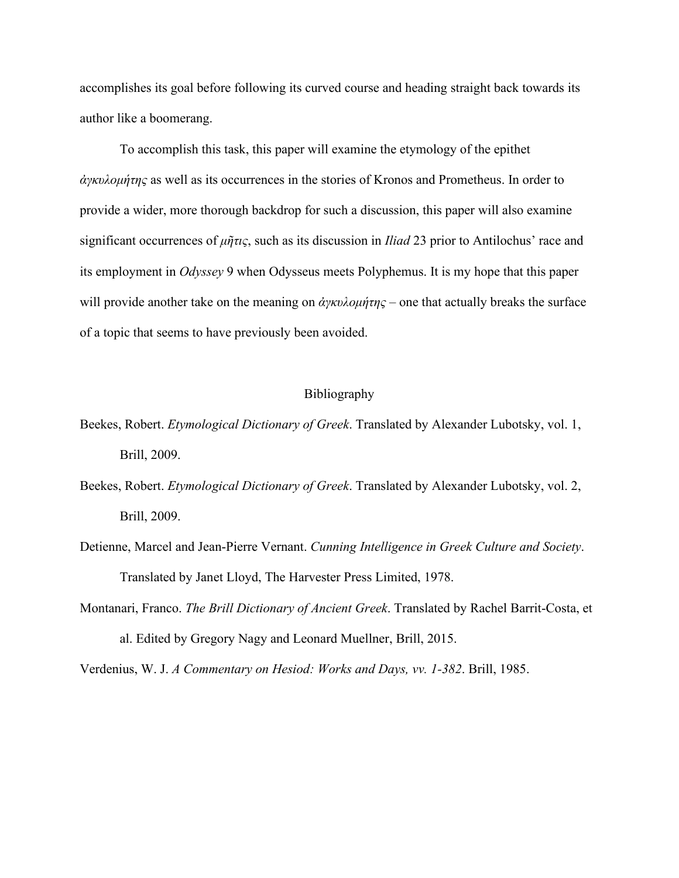accomplishes its goal before following its curved course and heading straight back towards its author like a boomerang.

To accomplish this task, this paper will examine the etymology of the epithet *ἀγκυλομήτης* as well as its occurrences in the stories of Kronos and Prometheus. In order to provide a wider, more thorough backdrop for such a discussion, this paper will also examine significant occurrences of *μῆτις*, such as its discussion in *Iliad* 23 prior to Antilochus' race and its employment in *Odyssey* 9 when Odysseus meets Polyphemus. It is my hope that this paper will provide another take on the meaning on *ἀγκυλομήτης* – one that actually breaks the surface of a topic that seems to have previously been avoided.

## Bibliography

Beekes, Robert. *Etymological Dictionary of Greek*. Translated by Alexander Lubotsky, vol. 1, Brill, 2009.

Beekes, Robert. *Etymological Dictionary of Greek*. Translated by Alexander Lubotsky, vol. 2, Brill, 2009.

Detienne, Marcel and Jean-Pierre Vernant. *Cunning Intelligence in Greek Culture and Society*. Translated by Janet Lloyd, The Harvester Press Limited, 1978.

Montanari, Franco. *The Brill Dictionary of Ancient Greek*. Translated by Rachel Barrit-Costa, et al. Edited by Gregory Nagy and Leonard Muellner, Brill, 2015.

Verdenius, W. J. *A Commentary on Hesiod: Works and Days, vv. 1-382*. Brill, 1985.